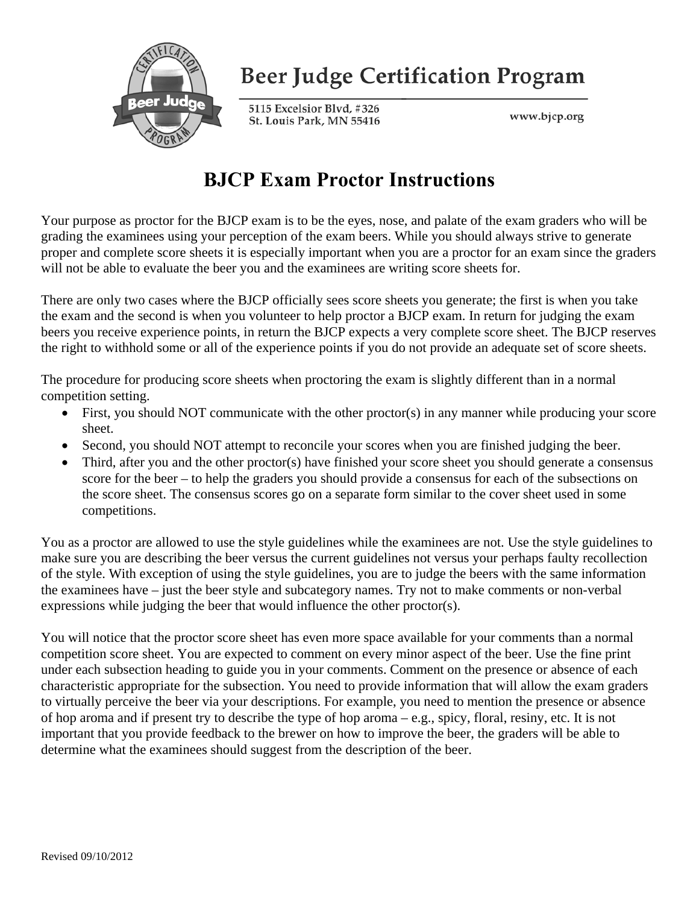# Beer Judge Certification Program

5115 Excelsior Blvd, #326
St. Louis Park, MN 55416

www.bjcp.org

## BJCP Exam Proctor Instructions

Your purpose as proctor for the BJCP exam is to be the eyes, nose, and palate of the exam graders who will be grading the examinees using your perception of the exam beers. While you should always strive to generate proper and complete score sheets it is especially important when you are a proctor for an exam since the graders will not be able to evaluate the beer you and the examinees are writing score sheets for.

There are only two cases where the BJCP officially sees score sheets you generate; the first is when you take the exam and the second is when you volunteer to help proctor a BJCP exam. In return for judging the exam beers you receive experience points, in return the BJCP expects a very complete score sheet. The BJCP reserves the right to withhold some or all of the experience points if you do not provide an adequate set of score sheets.

The procedure for producing score sheets when proctoring the exam is slightly different than in a normal competition setting.

- First, you should NOT communicate with the other proctor(s) in any manner while producing your score sheet.
- Second, you should NOT attempt to reconcile your scores when you are finished judging the beer.
- Third, after you and the other proctor(s) have finished your score sheet you should generate a consensus score for the beer – to help the graders you should provide a consensus for each of the subsections on the score sheet. The consensus scores go on a separate form similar to the cover sheet used in some competitions.

You as a proctor are allowed to use the style guidelines while the examinees are not. Use the style guidelines to make sure you are describing the beer versus the current guidelines not versus your perhaps faulty recollection of the style. With exception of using the style guidelines, you are to judge the beers with the same information the examinees have – just the beer style and subcategory names. Try not to make comments or non-verbal expressions while judging the beer that would influence the other proctor(s).

You will notice that the proctor score sheet has even more space available for your comments than a normal competition score sheet. You are expected to comment on every minor aspect of the beer. Use the fine print under each subsection heading to guide you in your comments. Comment on the presence or absence of each characteristic appropriate for the subsection. You need to provide information that will allow the exam graders to virtually perceive the beer via your descriptions. For example, you need to mention the presence or absence of hop aroma and if present try to describe the type of hop aroma – e.g., spicy, floral, resiny, etc. It is not important that you provide feedback to the brewer on how to improve the beer, the graders will be able to determine what the examinees should suggest from the description of the beer.

Revised 09/10/2012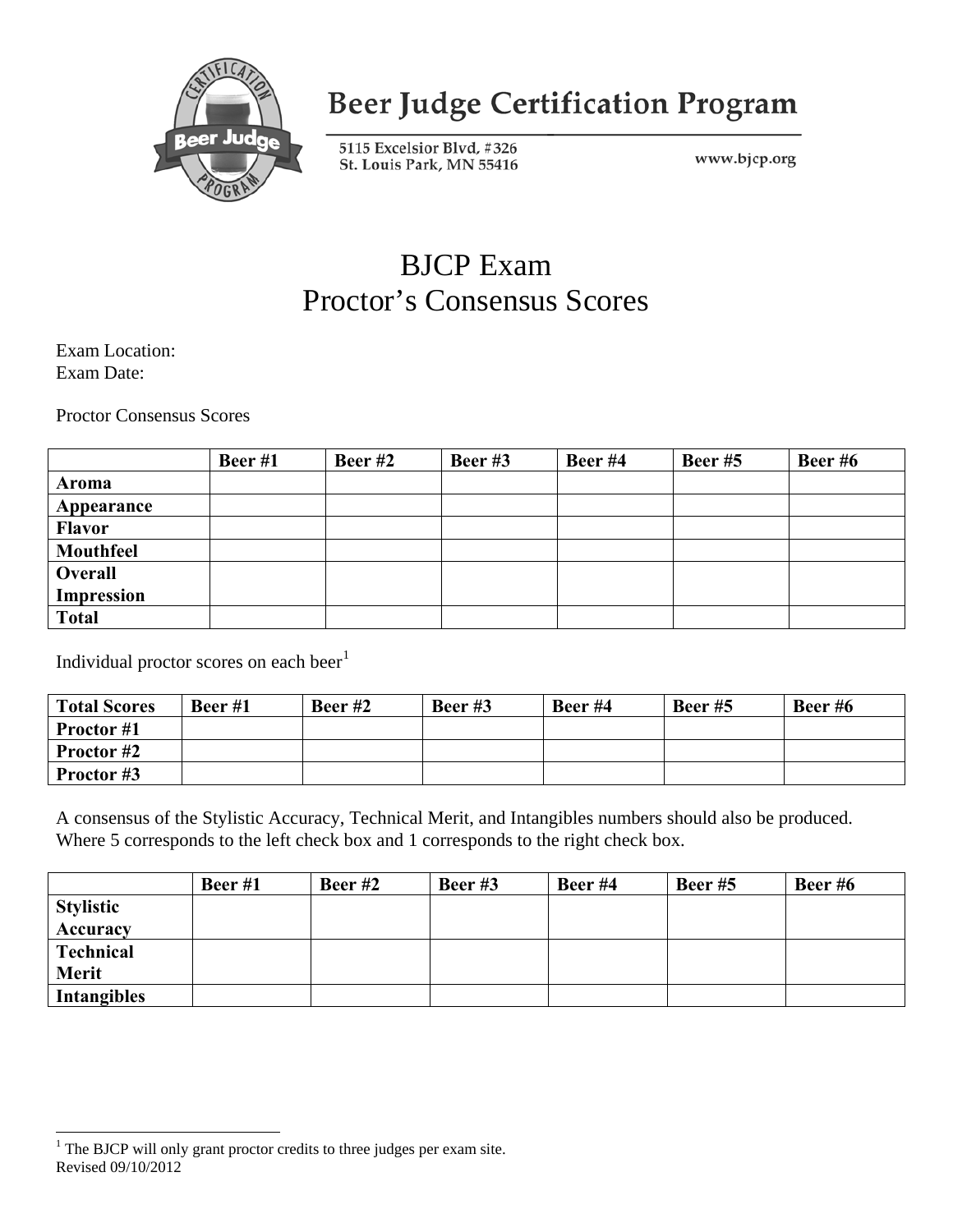# Beer Judge Certification Program

5115 Excelsior Blvd, #326
St. Louis Park, MN 55416

www.bjcp.org

# BJCP Exam
## Proctor's Consensus Scores

Exam Location:
Exam Date:

Proctor Consensus Scores

| | Beer #1 | Beer #2 | Beer #3 | Beer #4 | Beer #5 | Beer #6 |
|---|---|---|---|---|---|---|
| **Aroma** | | | | | | |
| **Appearance** | | | | | | |
| **Flavor** | | | | | | |
| **Mouthfeel** | | | | | | |
| **Overall Impression** | | | | | | |
| **Total** | | | | | | |

Individual proctor scores on each beer[1]

| Total Scores | Beer #1 | Beer #2 | Beer #3 | Beer #4 | Beer #5 | Beer #6 |
|---|---|---|---|---|---|---|
| **Proctor #1** | | | | | | |
| **Proctor #2** | | | | | | |
| **Proctor #3** | | | | | | |

A consensus of the Stylistic Accuracy, Technical Merit, and Intangibles numbers should also be produced. Where 5 corresponds to the left check box and 1 corresponds to the right check box.

| | Beer #1 | Beer #2 | Beer #3 | Beer #4 | Beer #5 | Beer #6 |
|---|---|---|---|---|---|---|
| **Stylistic Accuracy** | | | | | | |
| **Technical Merit** | | | | | | |
| **Intangibles** | | | | | | |

[1] The BJCP will only grant proctor credits to three judges per exam site.

Revised 09/10/2012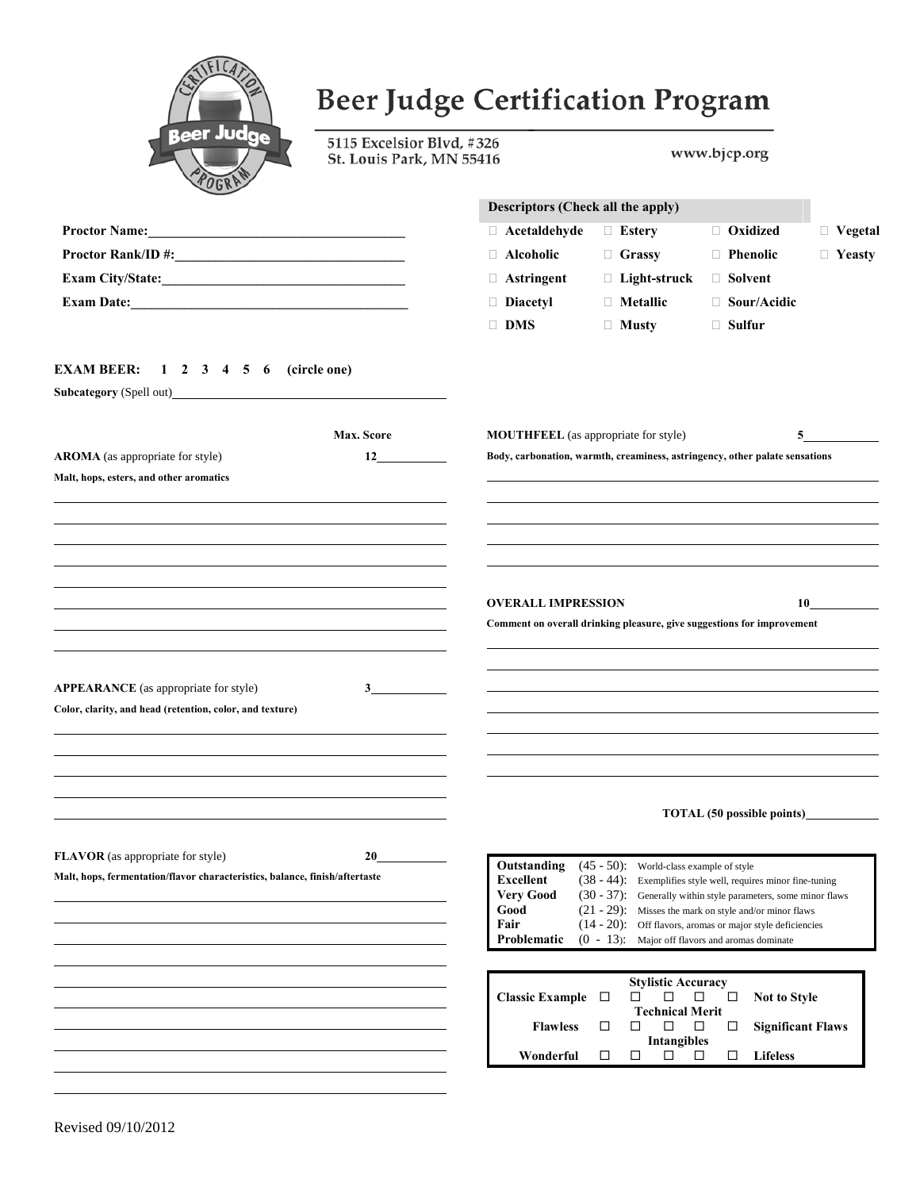# Beer Judge Certification Program

5115 Excelsior Blvd, #326
St. Louis Park, MN 55416

www.bjcp.org

**Proctor Name:**\_\_\_\_\_\_\_\_\_\_\_\_\_\_\_\_\_\_\_\_\_\_\_\_\_\_\_\_\_\_\_\_\_\_\_\_\_

**Proctor Rank/ID #:**\_\_\_\_\_\_\_\_\_\_\_\_\_\_\_\_\_\_\_\_\_\_\_\_\_\_\_\_\_\_\_\_\_

**Exam City/State:**\_\_\_\_\_\_\_\_\_\_\_\_\_\_\_\_\_\_\_\_\_\_\_\_\_\_\_\_\_\_\_\_\_\_\_

**Exam Date:**\_\_\_\_\_\_\_\_\_\_\_\_\_\_\_\_\_\_\_\_\_\_\_\_\_\_\_\_\_\_\_\_\_\_\_\_\_\_\_\_

**Descriptors (Check all the apply)**

| | | | |
|---|---|---|---|
| □ **Acetaldehyde** | □ **Estery** | □ **Oxidized** | □ **Vegetal** |
| □ **Alcoholic** | □ **Grassy** | □ **Phenolic** | □ **Yeasty** |
| □ **Astringent** | □ **Light-struck** | □ **Solvent** | |
| □ **Diacetyl** | □ **Metallic** | □ **Sour/Acidic** | |
| □ **DMS** | □ **Musty** | □ **Sulfur** | |

**EXAM BEER: 1 2 3 4 5 6 (circle one)**

**Subcategory** (Spell out)\_\_\_\_\_\_\_\_\_\_\_\_\_\_\_\_\_\_\_\_\_\_\_\_\_\_\_\_\_\_\_\_\_\_\_\_

**Max. Score**

**AROMA** (as appropriate for style) **12**\_\_\_\_\_\_\_\_

**Malt, hops, esters, and other aromatics**

**APPEARANCE** (as appropriate for style) **3**\_\_\_\_\_\_\_\_

**Color, clarity, and head (retention, color, and texture)**

**FLAVOR** (as appropriate for style) **20**\_\_\_\_\_\_\_\_

**Malt, hops, fermentation/flavor characteristics, balance, finish/aftertaste**

**MOUTHFEEL** (as appropriate for style) **5**\_\_\_\_\_\_\_\_

**Body, carbonation, warmth, creaminess, astringency, other palate sensations**

**OVERALL IMPRESSION** **10**\_\_\_\_\_\_\_\_

**Comment on overall drinking pleasure, give suggestions for improvement**

**TOTAL (50 possible points)**\_\_\_\_\_\_\_\_

| | | |
|---|---|---|
| **Outstanding** | (45 - 50): | World-class example of style |
| **Excellent** | (38 - 44): | Exemplifies style well, requires minor fine-tuning |
| **Very Good** | (30 - 37): | Generally within style parameters, some minor flaws |
| **Good** | (21 - 29): | Misses the mark on style and/or minor flaws |
| **Fair** | (14 - 20): | Off flavors, aromas or major style deficiencies |
| **Problematic** | (0 - 13): | Major off flavors and aromas dominate |

| | | | | | | |
|---|---|---|---|---|---|---|
| | | | **Stylistic Accuracy** | | | |
| **Classic Example** | □ | □ | □ | □ | □ | **Not to Style** |
| | | | **Technical Merit** | | | |
| **Flawless** | □ | □ | □ | □ | □ | **Significant Flaws** |
| | | | **Intangibles** | | | |
| **Wonderful** | □ | □ | □ | □ | □ | **Lifeless** |

Revised 09/10/2012